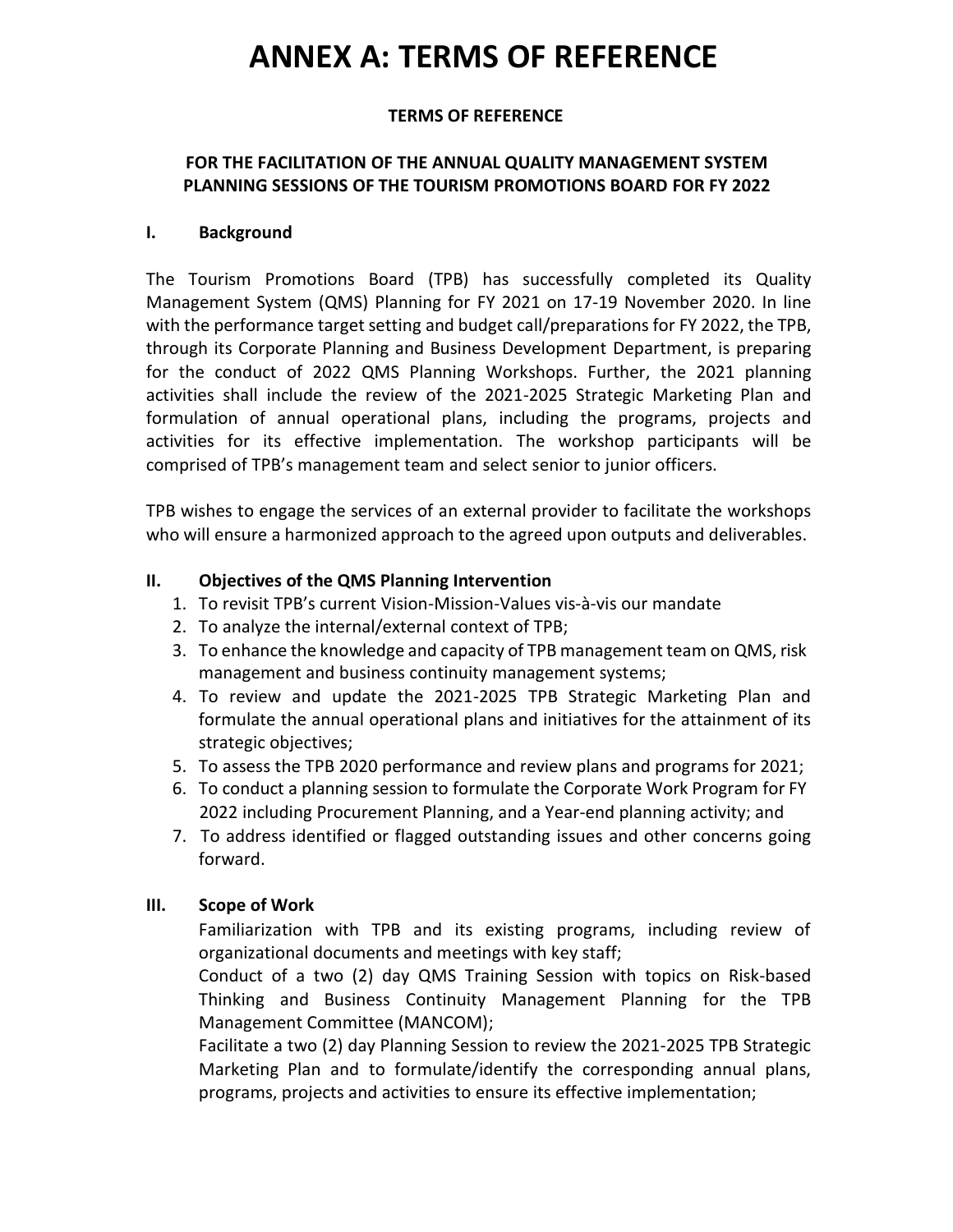# ANNEX A: TERMS OF REFERENCE

**TERMS OF REFERENCE**

**FOR THE FACILITATION OF THE ANNUAL QUALITY MANAGEMENT SYSTEM PLANNING SESSIONS OF THE TOURISM PROMOTIONS BOARD FOR FY 2022**

## I. Background

The Tourism Promotions Board (TPB) has successfully completed its Quality Management System (QMS) Planning for FY 2021 on 17-19 November 2020. In line with the performance target setting and budget call/preparations for FY 2022, the TPB, through its Corporate Planning and Business Development Department, is preparing for the conduct of 2022 QMS Planning Workshops. Further, the 2021 planning activities shall include the review of the 2021-2025 Strategic Marketing Plan and formulation of annual operational plans, including the programs, projects and activities for its effective implementation. The workshop participants will be comprised of TPB's management team and select senior to junior officers.

TPB wishes to engage the services of an external provider to facilitate the workshops who will ensure a harmonized approach to the agreed upon outputs and deliverables.

## II. Objectives of the QMS Planning Intervention

1. To revisit TPB's current Vision-Mission-Values vis-à-vis our mandate
2. To analyze the internal/external context of TPB;
3. To enhance the knowledge and capacity of TPB management team on QMS, risk management and business continuity management systems;
4. To review and update the 2021-2025 TPB Strategic Marketing Plan and formulate the annual operational plans and initiatives for the attainment of its strategic objectives;
5. To assess the TPB 2020 performance and review plans and programs for 2021;
6. To conduct a planning session to formulate the Corporate Work Program for FY 2022 including Procurement Planning, and a Year-end planning activity; and
7. To address identified or flagged outstanding issues and other concerns going forward.

## III. Scope of Work

Familiarization with TPB and its existing programs, including review of organizational documents and meetings with key staff;

Conduct of a two (2) day QMS Training Session with topics on Risk-based Thinking and Business Continuity Management Planning for the TPB Management Committee (MANCOM);

Facilitate a two (2) day Planning Session to review the 2021-2025 TPB Strategic Marketing Plan and to formulate/identify the corresponding annual plans, programs, projects and activities to ensure its effective implementation;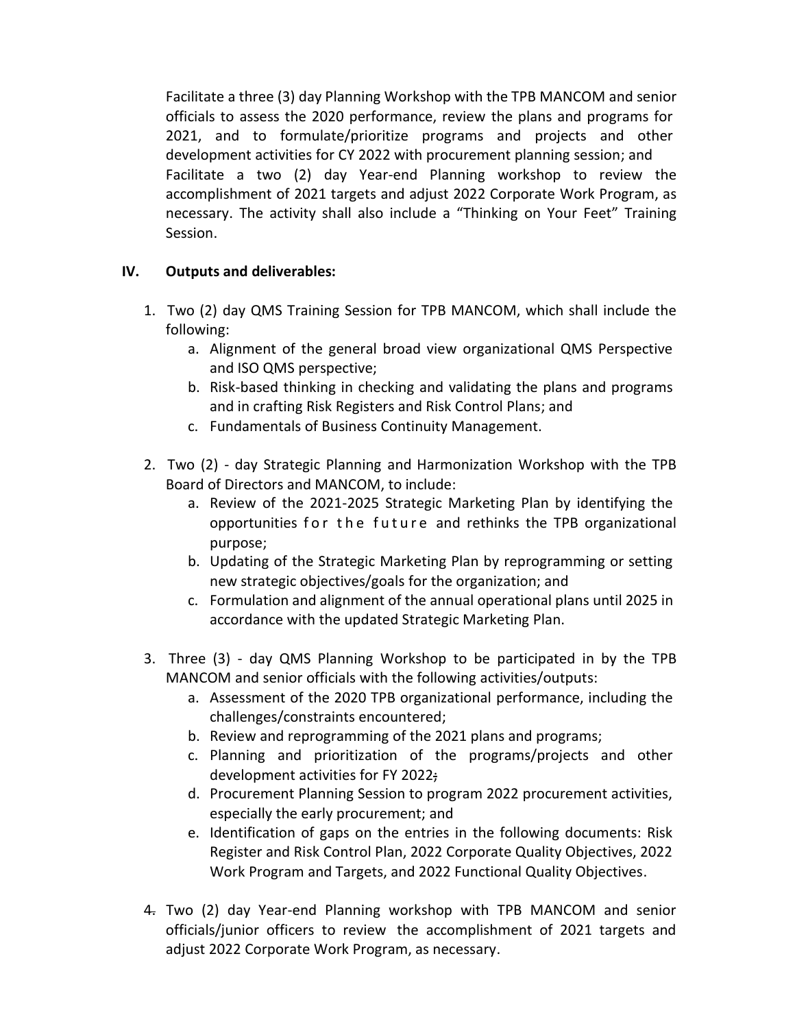Facilitate a three (3) day Planning Workshop with the TPB MANCOM and senior officials to assess the 2020 performance, review the plans and programs for 2021, and to formulate/prioritize programs and projects and other development activities for CY 2022 with procurement planning session; and

Facilitate a two (2) day Year-end Planning workshop to review the accomplishment of 2021 targets and adjust 2022 Corporate Work Program, as necessary. The activity shall also include a "Thinking on Your Feet" Training Session.

## IV. Outputs and deliverables:

1. Two (2) day QMS Training Session for TPB MANCOM, which shall include the following:
    a. Alignment of the general broad view organizational QMS Perspective and ISO QMS perspective;
    b. Risk-based thinking in checking and validating the plans and programs and in crafting Risk Registers and Risk Control Plans; and
    c. Fundamentals of Business Continuity Management.

2. Two (2) - day Strategic Planning and Harmonization Workshop with the TPB Board of Directors and MANCOM, to include:
    a. Review of the 2021-2025 Strategic Marketing Plan by identifying the opportunities for the future and rethinks the TPB organizational purpose;
    b. Updating of the Strategic Marketing Plan by reprogramming or setting new strategic objectives/goals for the organization; and
    c. Formulation and alignment of the annual operational plans until 2025 in accordance with the updated Strategic Marketing Plan.

3. Three (3) - day QMS Planning Workshop to be participated in by the TPB MANCOM and senior officials with the following activities/outputs:
    a. Assessment of the 2020 TPB organizational performance, including the challenges/constraints encountered;
    b. Review and reprogramming of the 2021 plans and programs;
    c. Planning and prioritization of the programs/projects and other development activities for FY 2022~~;~~
    d. Procurement Planning Session to program 2022 procurement activities, especially the early procurement; and
    e. Identification of gaps on the entries in the following documents: Risk Register and Risk Control Plan, 2022 Corporate Quality Objectives, 2022 Work Program and Targets, and 2022 Functional Quality Objectives.

4. Two (2) day Year-end Planning workshop with TPB MANCOM and senior officials/junior officers to review the accomplishment of 2021 targets and adjust 2022 Corporate Work Program, as necessary.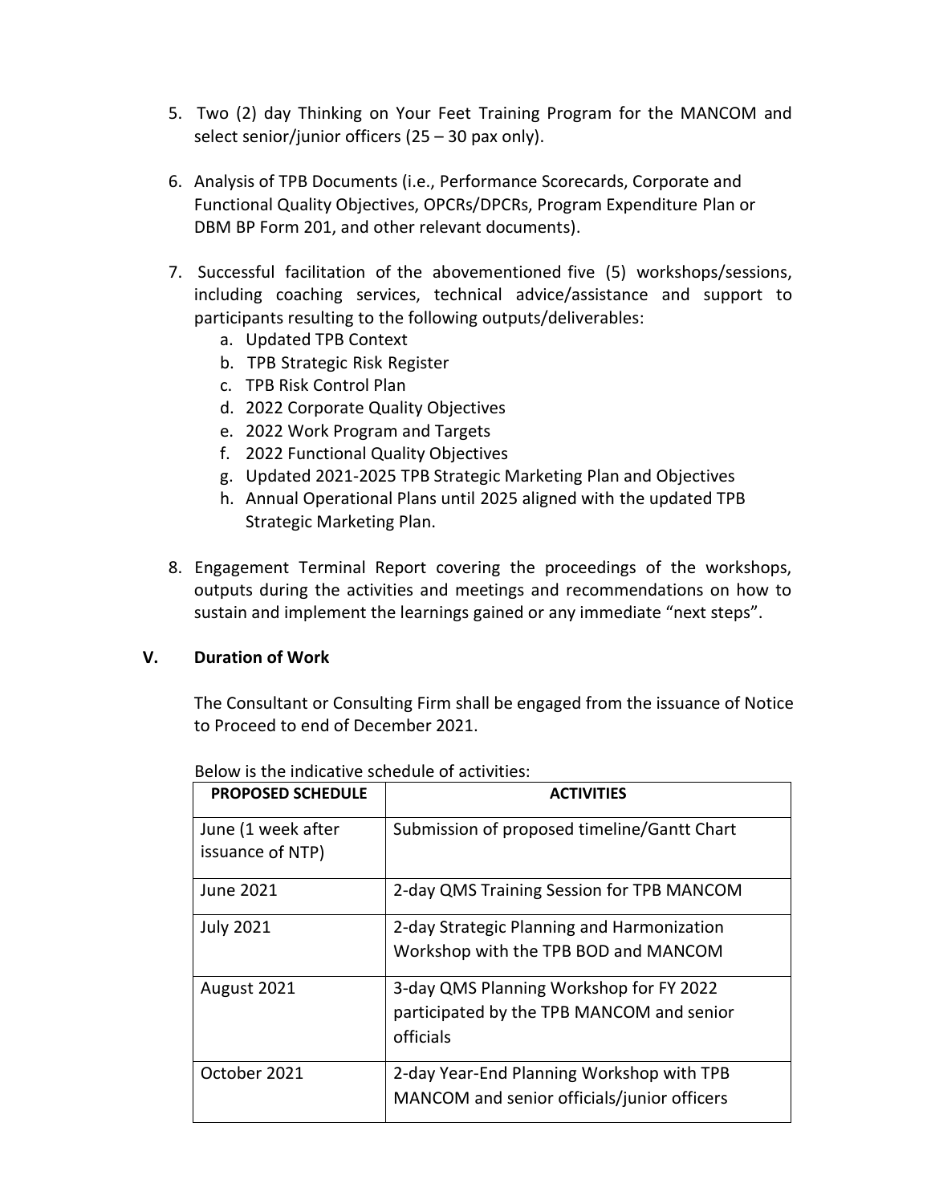5. Two (2) day Thinking on Your Feet Training Program for the MANCOM and select senior/junior officers (25 – 30 pax only).

6. Analysis of TPB Documents (i.e., Performance Scorecards, Corporate and Functional Quality Objectives, OPCRs/DPCRs, Program Expenditure Plan or DBM BP Form 201, and other relevant documents).

7. Successful facilitation of the abovementioned five (5) workshops/sessions, including coaching services, technical advice/assistance and support to participants resulting to the following outputs/deliverables:
   a. Updated TPB Context
   b. TPB Strategic Risk Register
   c. TPB Risk Control Plan
   d. 2022 Corporate Quality Objectives
   e. 2022 Work Program and Targets
   f. 2022 Functional Quality Objectives
   g. Updated 2021-2025 TPB Strategic Marketing Plan and Objectives
   h. Annual Operational Plans until 2025 aligned with the updated TPB Strategic Marketing Plan.

8. Engagement Terminal Report covering the proceedings of the workshops, outputs during the activities and meetings and recommendations on how to sustain and implement the learnings gained or any immediate "next steps".

## V. Duration of Work

The Consultant or Consulting Firm shall be engaged from the issuance of Notice to Proceed to end of December 2021.

Below is the indicative schedule of activities:

| PROPOSED SCHEDULE | ACTIVITIES |
|---|---|
| June (1 week after issuance of NTP) | Submission of proposed timeline/Gantt Chart |
| June 2021 | 2-day QMS Training Session for TPB MANCOM |
| July 2021 | 2-day Strategic Planning and Harmonization Workshop with the TPB BOD and MANCOM |
| August 2021 | 3-day QMS Planning Workshop for FY 2022 participated by the TPB MANCOM and senior officials |
| October 2021 | 2-day Year-End Planning Workshop with TPB MANCOM and senior officials/junior officers |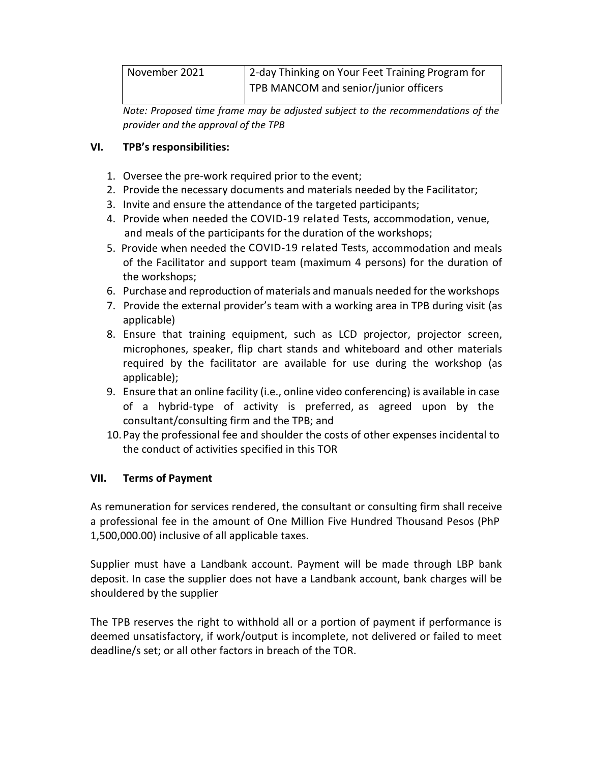| November 2021 | 2-day Thinking on Your Feet Training Program for TPB MANCOM and senior/junior officers |
|---|---|

*Note: Proposed time frame may be adjusted subject to the recommendations of the provider and the approval of the TPB*

## VI. TPB's responsibilities:

1. Oversee the pre-work required prior to the event;
2. Provide the necessary documents and materials needed by the Facilitator;
3. Invite and ensure the attendance of the targeted participants;
4. Provide when needed the COVID-19 related Tests, accommodation, venue, and meals of the participants for the duration of the workshops;
5. Provide when needed the COVID-19 related Tests, accommodation and meals of the Facilitator and support team (maximum 4 persons) for the duration of the workshops;
6. Purchase and reproduction of materials and manuals needed for the workshops
7. Provide the external provider's team with a working area in TPB during visit (as applicable)
8. Ensure that training equipment, such as LCD projector, projector screen, microphones, speaker, flip chart stands and whiteboard and other materials required by the facilitator are available for use during the workshop (as applicable);
9. Ensure that an online facility (i.e., online video conferencing) is available in case of a hybrid-type of activity is preferred, as agreed upon by the consultant/consulting firm and the TPB; and
10. Pay the professional fee and shoulder the costs of other expenses incidental to the conduct of activities specified in this TOR

## VII. Terms of Payment

As remuneration for services rendered, the consultant or consulting firm shall receive a professional fee in the amount of One Million Five Hundred Thousand Pesos (PhP 1,500,000.00) inclusive of all applicable taxes.

Supplier must have a Landbank account. Payment will be made through LBP bank deposit. In case the supplier does not have a Landbank account, bank charges will be shouldered by the supplier

The TPB reserves the right to withhold all or a portion of payment if performance is deemed unsatisfactory, if work/output is incomplete, not delivered or failed to meet deadline/s set; or all other factors in breach of the TOR.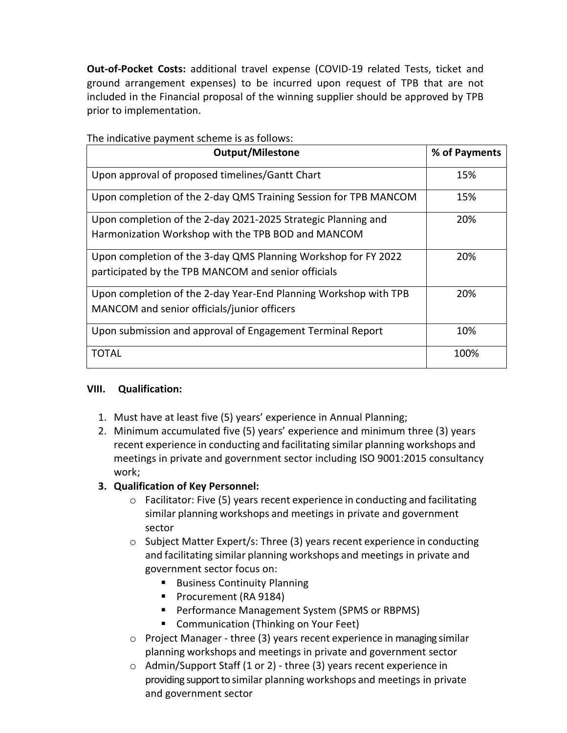**Out-of-Pocket Costs:** additional travel expense (COVID-19 related Tests, ticket and ground arrangement expenses) to be incurred upon request of TPB that are not included in the Financial proposal of the winning supplier should be approved by TPB prior to implementation.

The indicative payment scheme is as follows:

| Output/Milestone | % of Payments |
|---|---|
| Upon approval of proposed timelines/Gantt Chart | 15% |
| Upon completion of the 2-day QMS Training Session for TPB MANCOM | 15% |
| Upon completion of the 2-day 2021-2025 Strategic Planning and Harmonization Workshop with the TPB BOD and MANCOM | 20% |
| Upon completion of the 3-day QMS Planning Workshop for FY 2022 participated by the TPB MANCOM and senior officials | 20% |
| Upon completion of the 2-day Year-End Planning Workshop with TPB MANCOM and senior officials/junior officers | 20% |
| Upon submission and approval of Engagement Terminal Report | 10% |
| TOTAL | 100% |

## VIII. Qualification:

1. Must have at least five (5) years' experience in Annual Planning;
2. Minimum accumulated five (5) years' experience and minimum three (3) years recent experience in conducting and facilitating similar planning workshops and meetings in private and government sector including ISO 9001:2015 consultancy work;
3. **Qualification of Key Personnel:**
   - Facilitator: Five (5) years recent experience in conducting and facilitating similar planning workshops and meetings in private and government sector
   - Subject Matter Expert/s: Three (3) years recent experience in conducting and facilitating similar planning workshops and meetings in private and government sector focus on:
     - Business Continuity Planning
     - Procurement (RA 9184)
     - Performance Management System (SPMS or RBPMS)
     - Communication (Thinking on Your Feet)
   - Project Manager - three (3) years recent experience in managing similar planning workshops and meetings in private and government sector
   - Admin/Support Staff (1 or 2) - three (3) years recent experience in providing support to similar planning workshops and meetings in private and government sector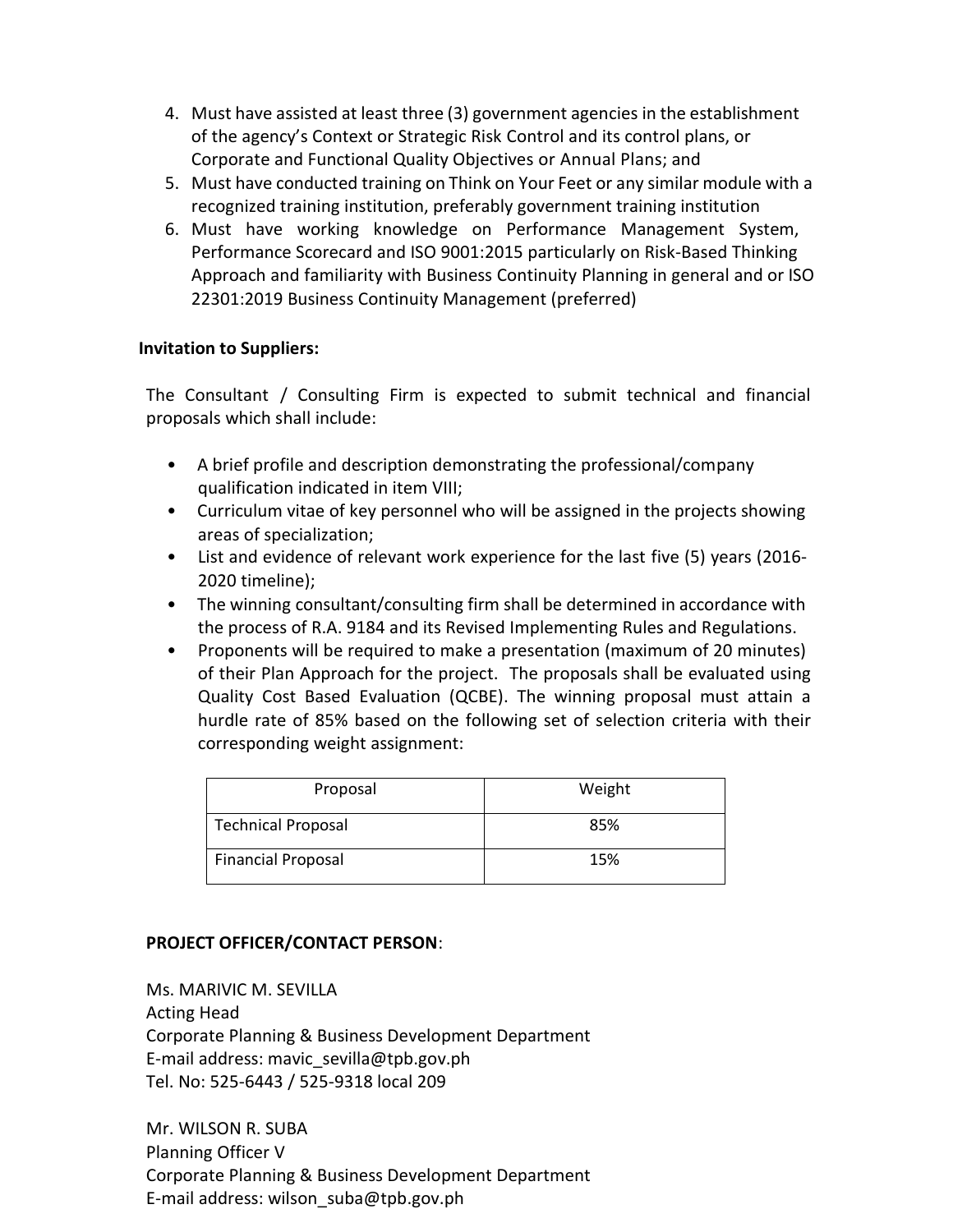4. Must have assisted at least three (3) government agencies in the establishment of the agency's Context or Strategic Risk Control and its control plans, or Corporate and Functional Quality Objectives or Annual Plans; and
5. Must have conducted training on Think on Your Feet or any similar module with a recognized training institution, preferably government training institution
6. Must have working knowledge on Performance Management System, Performance Scorecard and ISO 9001:2015 particularly on Risk-Based Thinking Approach and familiarity with Business Continuity Planning in general and or ISO 22301:2019 Business Continuity Management (preferred)

**Invitation to Suppliers:**

The Consultant / Consulting Firm is expected to submit technical and financial proposals which shall include:

- A brief profile and description demonstrating the professional/company qualification indicated in item VIII;
- Curriculum vitae of key personnel who will be assigned in the projects showing areas of specialization;
- List and evidence of relevant work experience for the last five (5) years (2016-2020 timeline);
- The winning consultant/consulting firm shall be determined in accordance with the process of R.A. 9184 and its Revised Implementing Rules and Regulations.
- Proponents will be required to make a presentation (maximum of 20 minutes) of their Plan Approach for the project. The proposals shall be evaluated using Quality Cost Based Evaluation (QCBE). The winning proposal must attain a hurdle rate of 85% based on the following set of selection criteria with their corresponding weight assignment:

| Proposal | Weight |
|---|---|
| Technical Proposal | 85% |
| Financial Proposal | 15% |

**PROJECT OFFICER/CONTACT PERSON**:

Ms. MARIVIC M. SEVILLA
Acting Head
Corporate Planning & Business Development Department
E-mail address: mavic_sevilla@tpb.gov.ph
Tel. No: 525-6443 / 525-9318 local 209

Mr. WILSON R. SUBA
Planning Officer V
Corporate Planning & Business Development Department
E-mail address: wilson_suba@tpb.gov.ph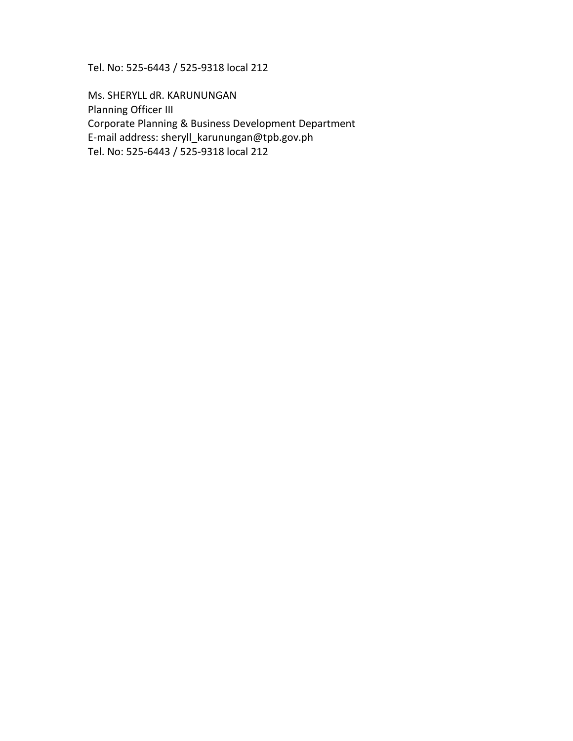Tel. No: 525-6443 / 525-9318 local 212

Ms. SHERYLL dR. KARUNUNGAN
Planning Officer III
Corporate Planning & Business Development Department
E-mail address: sheryll_karunungan@tpb.gov.ph
Tel. No: 525-6443 / 525-9318 local 212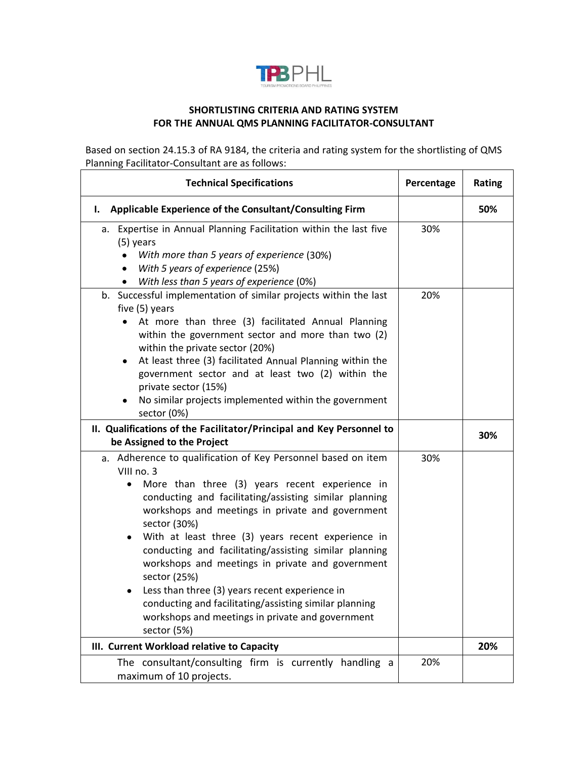**SHORTLISTING CRITERIA AND RATING SYSTEM**
**FOR THE ANNUAL QMS PLANNING FACILITATOR-CONSULTANT**

Based on section 24.15.3 of RA 9184, the criteria and rating system for the shortlisting of QMS Planning Facilitator-Consultant are as follows:

| Technical Specifications | Percentage | Rating |
|---|---|---|
| **I. Applicable Experience of the Consultant/Consulting Firm** | | **50%** |
| a. Expertise in Annual Planning Facilitation within the last five (5) years<br>• *With more than 5 years of experience* (30%)<br>• *With 5 years of experience* (25%)<br>• *With less than 5 years of experience* (0%) | 30% | |
| b. Successful implementation of similar projects within the last five (5) years<br>• At more than three (3) facilitated Annual Planning within the government sector and more than two (2) within the private sector (20%)<br>• At least three (3) facilitated Annual Planning within the government sector and at least two (2) within the private sector (15%)<br>• No similar projects implemented within the government sector (0%) | 20% | |
| **II. Qualifications of the Facilitator/Principal and Key Personnel to be Assigned to the Project** | | **30%** |
| a. Adherence to qualification of Key Personnel based on item VIII no. 3<br>• More than three (3) years recent experience in conducting and facilitating/assisting similar planning workshops and meetings in private and government sector (30%)<br>• With at least three (3) years recent experience in conducting and facilitating/assisting similar planning workshops and meetings in private and government sector (25%)<br>• Less than three (3) years recent experience in conducting and facilitating/assisting similar planning workshops and meetings in private and government sector (5%) | 30% | |
| **III. Current Workload relative to Capacity** | | **20%** |
| The consultant/consulting firm is currently handling a maximum of 10 projects. | 20% | |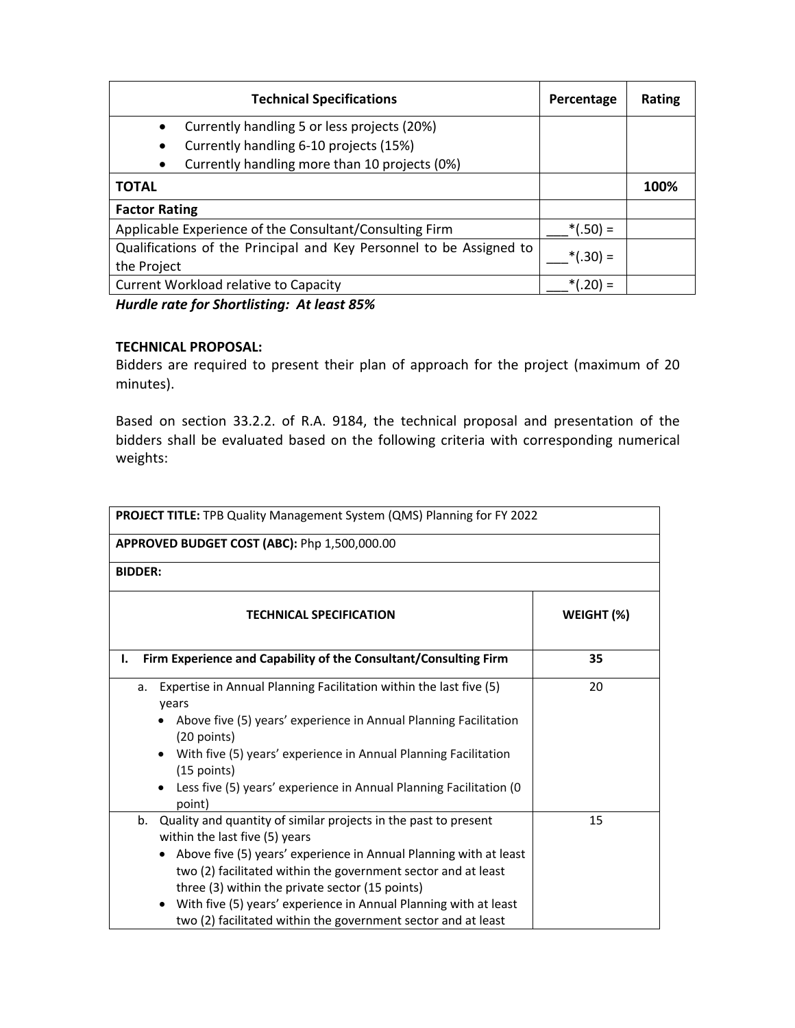| Technical Specifications | Percentage | Rating |
|---|---|---|
| • Currently handling 5 or less projects (20%)<br>• Currently handling 6-10 projects (15%)<br>• Currently handling more than 10 projects (0%) | | |
| **TOTAL** | | **100%** |
| **Factor Rating** | | |
| Applicable Experience of the Consultant/Consulting Firm | ___*(.50) = | |
| Qualifications of the Principal and Key Personnel to be Assigned to the Project | ___*(.30) = | |
| Current Workload relative to Capacity | ___*(.20) = | |

***Hurdle rate for Shortlisting: At least 85%***

**TECHNICAL PROPOSAL:**

Bidders are required to present their plan of approach for the project (maximum of 20 minutes).

Based on section 33.2.2. of R.A. 9184, the technical proposal and presentation of the bidders shall be evaluated based on the following criteria with corresponding numerical weights:

| **PROJECT TITLE:** TPB Quality Management System (QMS) Planning for FY 2022 | |
|---|---|
| **APPROVED BUDGET COST (ABC):** Php 1,500,000.00 | |
| **BIDDER:** | |
| **TECHNICAL SPECIFICATION** | **WEIGHT (%)** |
| **I. Firm Experience and Capability of the Consultant/Consulting Firm** | **35** |
| a. Expertise in Annual Planning Facilitation within the last five (5) years<br>• Above five (5) years' experience in Annual Planning Facilitation (20 points)<br>• With five (5) years' experience in Annual Planning Facilitation (15 points)<br>• Less five (5) years' experience in Annual Planning Facilitation (0 point) | 20 |
| b. Quality and quantity of similar projects in the past to present within the last five (5) years<br>• Above five (5) years' experience in Annual Planning with at least two (2) facilitated within the government sector and at least three (3) within the private sector (15 points)<br>• With five (5) years' experience in Annual Planning with at least two (2) facilitated within the government sector and at least | 15 |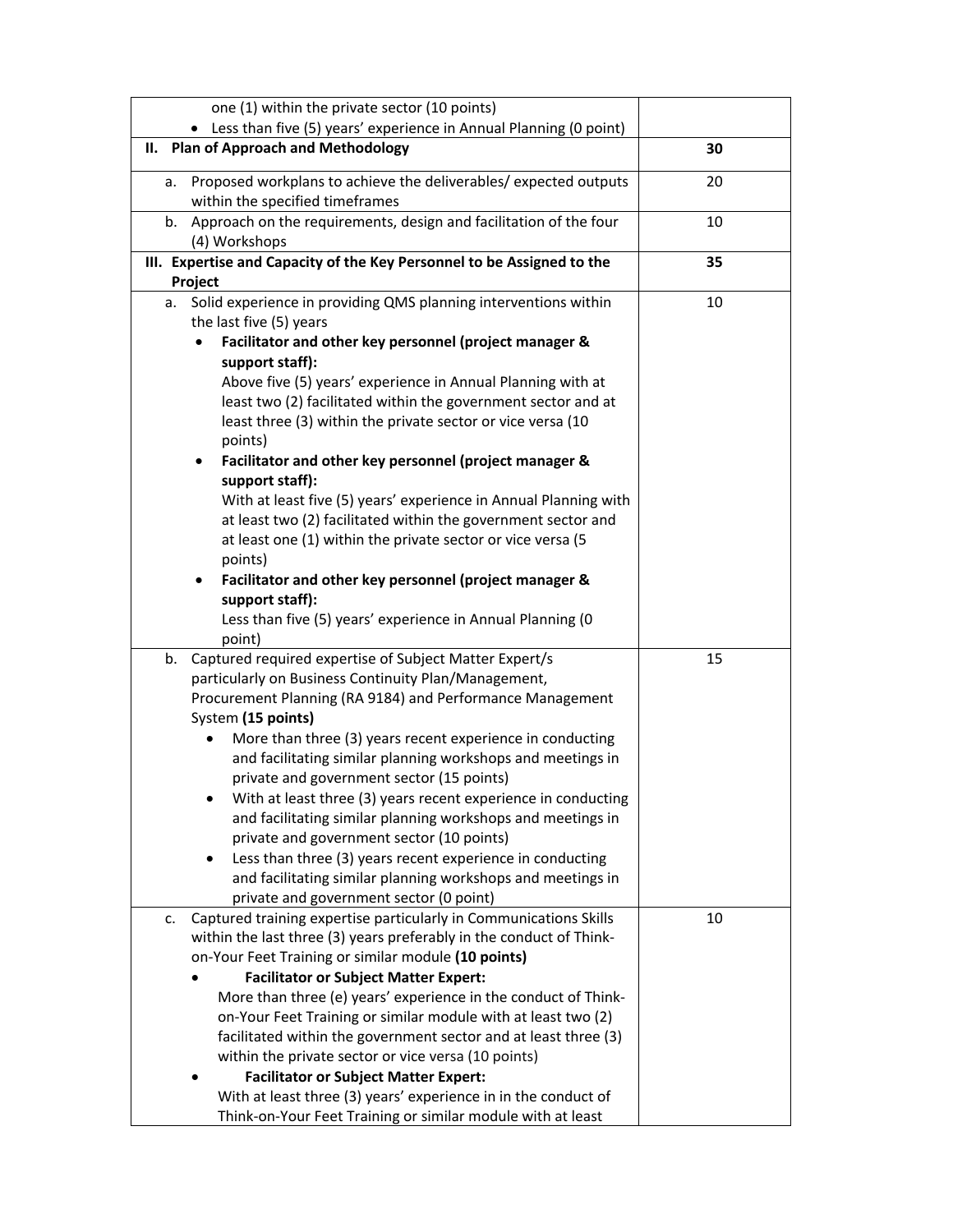| | |
|---|---|
| one (1) within the private sector (10 points)<br>• Less than five (5) years' experience in Annual Planning (0 point) | |
| **II. Plan of Approach and Methodology** | **30** |
| a. Proposed workplans to achieve the deliverables/ expected outputs within the specified timeframes | 20 |
| b. Approach on the requirements, design and facilitation of the four (4) Workshops | 10 |
| **III. Expertise and Capacity of the Key Personnel to be Assigned to the Project** | **35** |
| a. Solid experience in providing QMS planning interventions within the last five (5) years<br>• **Facilitator and other key personnel (project manager & support staff):** Above five (5) years' experience in Annual Planning with at least two (2) facilitated within the government sector and at least three (3) within the private sector or vice versa (10 points)<br>• **Facilitator and other key personnel (project manager & support staff):** With at least five (5) years' experience in Annual Planning with at least two (2) facilitated within the government sector and at least one (1) within the private sector or vice versa (5 points)<br>• **Facilitator and other key personnel (project manager & support staff):** Less than five (5) years' experience in Annual Planning (0 point) | 10 |
| b. Captured required expertise of Subject Matter Expert/s particularly on Business Continuity Plan/Management, Procurement Planning (RA 9184) and Performance Management System **(15 points)**<br>• More than three (3) years recent experience in conducting and facilitating similar planning workshops and meetings in private and government sector (15 points)<br>• With at least three (3) years recent experience in conducting and facilitating similar planning workshops and meetings in private and government sector (10 points)<br>• Less than three (3) years recent experience in conducting and facilitating similar planning workshops and meetings in private and government sector (0 point) | 15 |
| c. Captured training expertise particularly in Communications Skills within the last three (3) years preferably in the conduct of Think-on-Your Feet Training or similar module **(10 points)**<br>• **Facilitator or Subject Matter Expert:** More than three (e) years' experience in the conduct of Think-on-Your Feet Training or similar module with at least two (2) facilitated within the government sector and at least three (3) within the private sector or vice versa (10 points)<br>• **Facilitator or Subject Matter Expert:** With at least three (3) years' experience in in the conduct of Think-on-Your Feet Training or similar module with at least | 10 |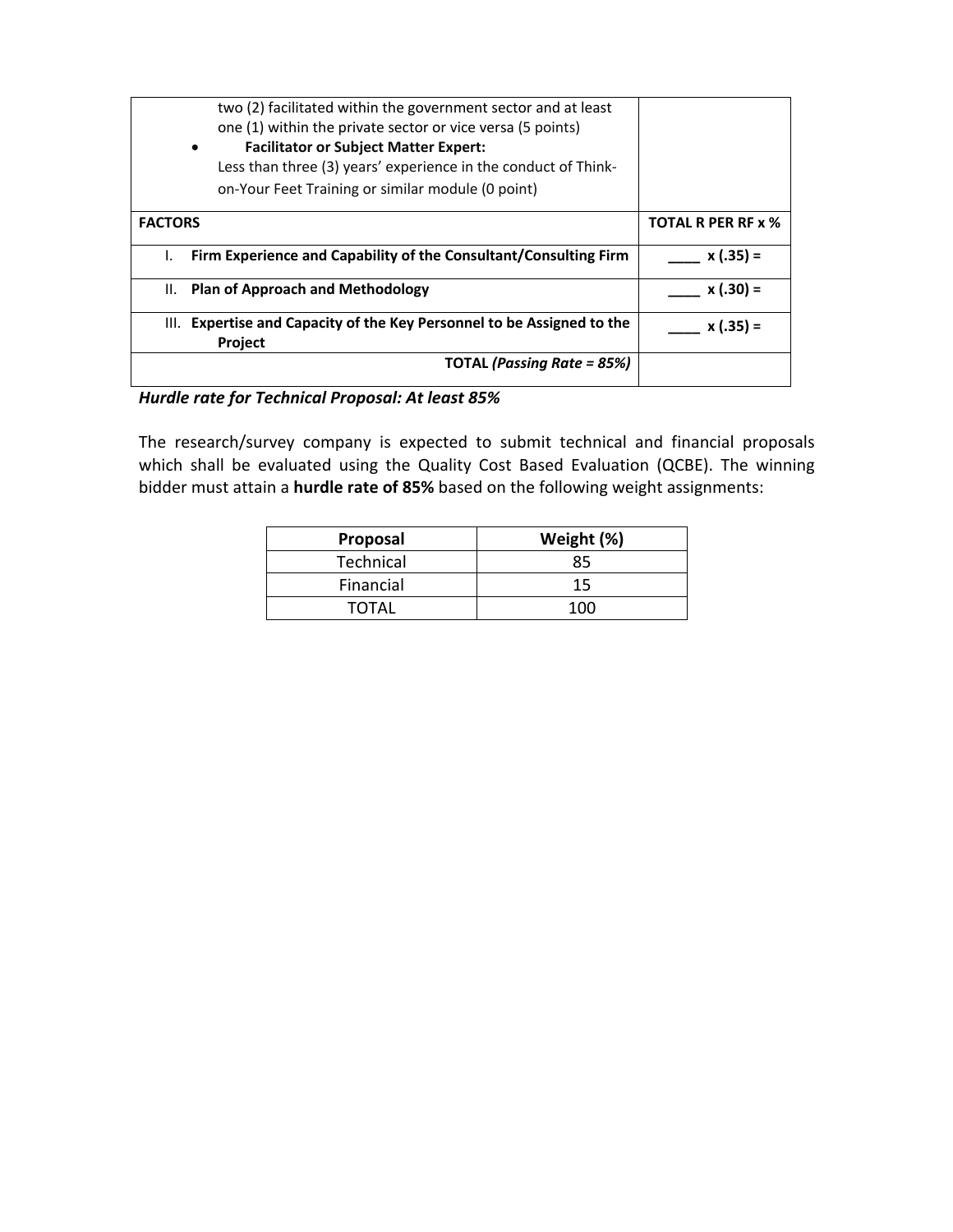| | |
|---|---|
| two (2) facilitated within the government sector and at least one (1) within the private sector or vice versa (5 points)<br>• **Facilitator or Subject Matter Expert:**<br>Less than three (3) years' experience in the conduct of Think-on-Your Feet Training or similar module (0 point) | |
| **FACTORS** | **TOTAL R PER RF x %** |
| I. **Firm Experience and Capability of the Consultant/Consulting Firm** | **____ x (.35) =** |
| II. **Plan of Approach and Methodology** | **____ x (.30) =** |
| III. **Expertise and Capacity of the Key Personnel to be Assigned to the Project** | **____ x (.35) =** |
| **TOTAL *(Passing Rate = 85%)*** | |

***Hurdle rate for Technical Proposal: At least 85%***

The research/survey company is expected to submit technical and financial proposals which shall be evaluated using the Quality Cost Based Evaluation (QCBE). The winning bidder must attain a **hurdle rate of 85%** based on the following weight assignments:

| Proposal | Weight (%) |
|---|---|
| Technical | 85 |
| Financial | 15 |
| TOTAL | 100 |